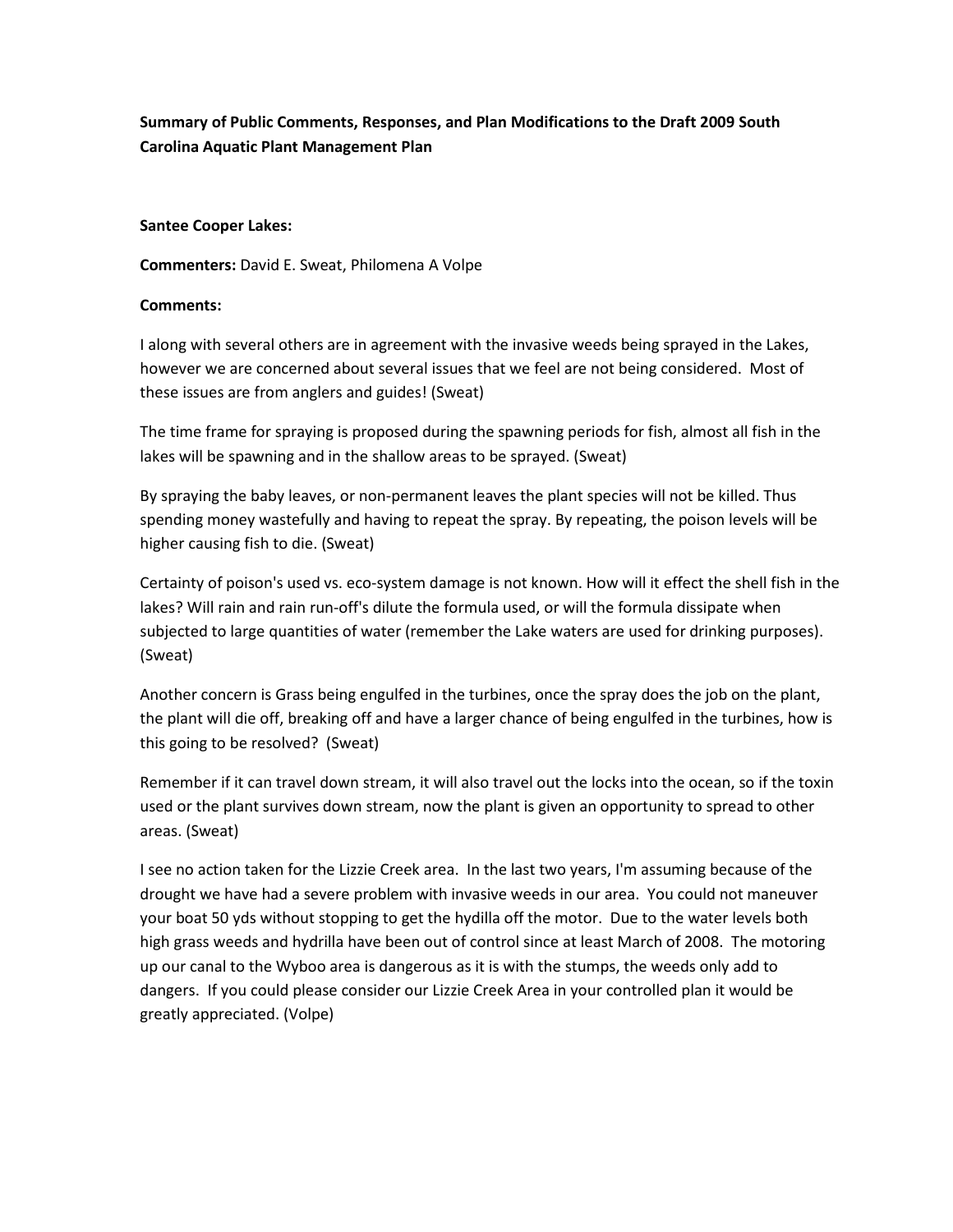**Summary of Public Comments, Responses, and Plan Modifications to the Draft 2009 South Carolina Aquatic Plant Management Plan**

**Santee Cooper Lakes:**

**Commenters:** David E. Sweat, Philomena A Volpe

**Comments:**

I along with several others are in agreement with the invasive weeds being sprayed in the Lakes, however we are concerned about several issues that we feel are not being considered. Most of these issues are from anglers and guides! (Sweat)

The time frame for spraying is proposed during the spawning periods for fish, almost all fish in the lakes will be spawning and in the shallow areas to be sprayed. (Sweat)

By spraying the baby leaves, or non-permanent leaves the plant species will not be killed. Thus spending money wastefully and having to repeat the spray. By repeating, the poison levels will be higher causing fish to die. (Sweat)

Certainty of poison's used vs. eco-system damage is not known. How will it effect the shell fish in the lakes? Will rain and rain run-off's dilute the formula used, or will the formula dissipate when subjected to large quantities of water (remember the Lake waters are used for drinking purposes). (Sweat)

Another concern is Grass being engulfed in the turbines, once the spray does the job on the plant, the plant will die off, breaking off and have a larger chance of being engulfed in the turbines, how is this going to be resolved? (Sweat)

Remember if it can travel down stream, it will also travel out the locks into the ocean, so if the toxin used or the plant survives down stream, now the plant is given an opportunity to spread to other areas. (Sweat)

I see no action taken for the Lizzie Creek area. In the last two years, I'm assuming because of the drought we have had a severe problem with invasive weeds in our area. You could not maneuver your boat 50 yds without stopping to get the hydilla off the motor. Due to the water levels both high grass weeds and hydrilla have been out of control since at least March of 2008. The motoring up our canal to the Wyboo area is dangerous as it is with the stumps, the weeds only add to dangers. If you could please consider our Lizzie Creek Area in your controlled plan it would be greatly appreciated. (Volpe)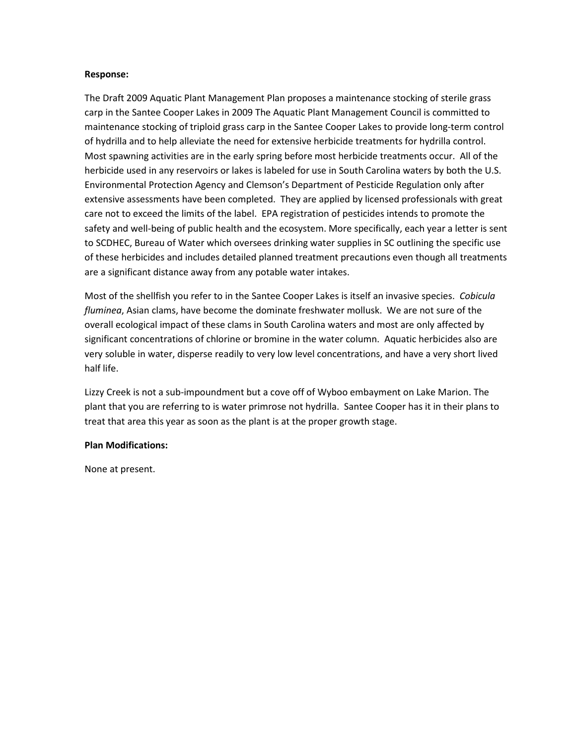**Response:**

The Draft 2009 Aquatic Plant Management Plan proposes a maintenance stocking of sterile grass carp in the Santee Cooper Lakes in 2009 The Aquatic Plant Management Council is committed to maintenance stocking of triploid grass carp in the Santee Cooper Lakes to provide long-term control of hydrilla and to help alleviate the need for extensive herbicide treatments for hydrilla control. Most spawning activities are in the early spring before most herbicide treatments occur. All of the herbicide used in any reservoirs or lakes is labeled for use in South Carolina waters by both the U.S. Environmental Protection Agency and Clemson's Department of Pesticide Regulation only after extensive assessments have been completed. They are applied by licensed professionals with great care not to exceed the limits of the label. EPA registration of pesticides intends to promote the safety and well-being of public health and the ecosystem. More specifically, each year a letter is sent to SCDHEC, Bureau of Water which oversees drinking water supplies in SC outlining the specific use of these herbicides and includes detailed planned treatment precautions even though all treatments are a significant distance away from any potable water intakes.

Most of the shellfish you refer to in the Santee Cooper Lakes is itself an invasive species. *Cobicula fluminea*, Asian clams, have become the dominate freshwater mollusk. We are not sure of the overall ecological impact of these clams in South Carolina waters and most are only affected by significant concentrations of chlorine or bromine in the water column. Aquatic herbicides also are very soluble in water, disperse readily to very low level concentrations, and have a very short lived half life.

Lizzy Creek is not a sub-impoundment but a cove off of Wyboo embayment on Lake Marion. The plant that you are referring to is water primrose not hydrilla. Santee Cooper has it in their plans to treat that area this year as soon as the plant is at the proper growth stage.

**Plan Modifications:**

None at present.